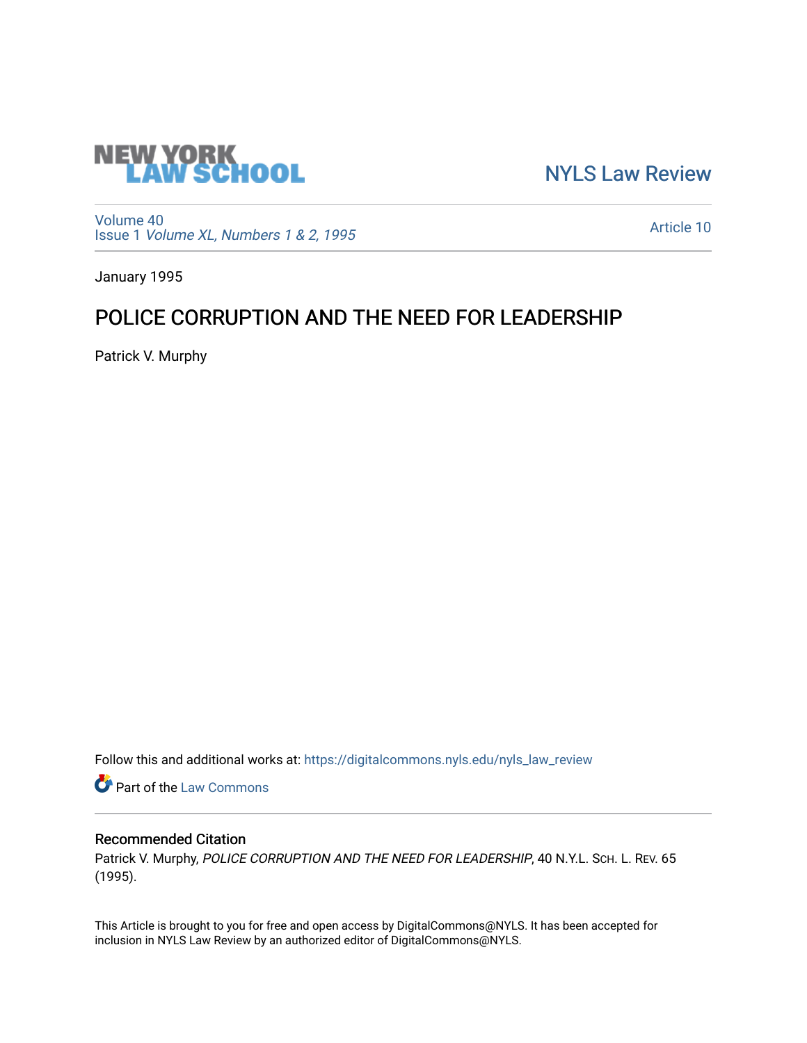NEW YORK LAW SCHOOL

NYLS Law Review

Volume 40
Issue 1 *Volume XL, Numbers 1 & 2, 1995*

Article 10

January 1995

# POLICE CORRUPTION AND THE NEED FOR LEADERSHIP

Patrick V. Murphy

Follow this and additional works at: https://digitalcommons.nyls.edu/nyls_law_review

Part of the Law Commons

## Recommended Citation

Patrick V. Murphy, *POLICE CORRUPTION AND THE NEED FOR LEADERSHIP*, 40 N.Y.L. Sch. L. Rev. 65 (1995).

This Article is brought to you for free and open access by DigitalCommons@NYLS. It has been accepted for inclusion in NYLS Law Review by an authorized editor of DigitalCommons@NYLS.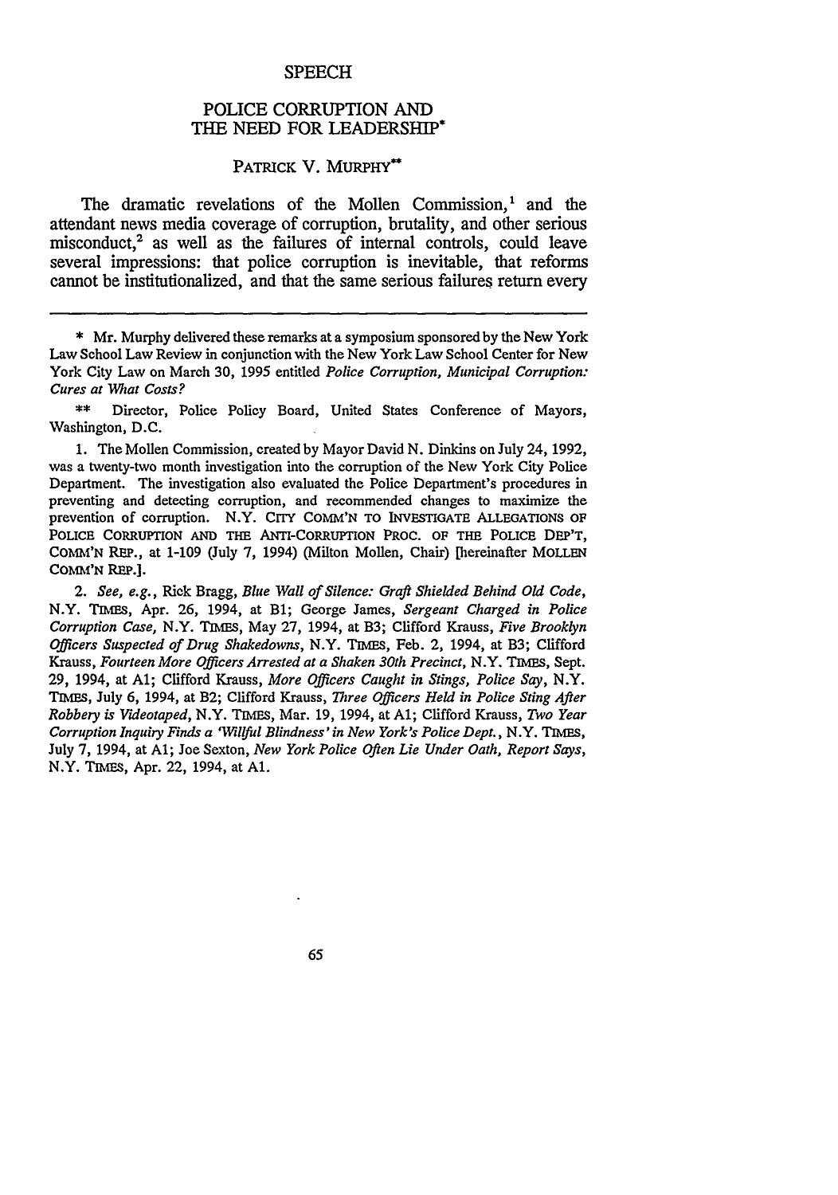SPEECH

# POLICE CORRUPTION AND THE NEED FOR LEADERSHIP*

PATRICK V. MURPHY**

The dramatic revelations of the Mollen Commission,[1] and the attendant news media coverage of corruption, brutality, and other serious misconduct,[2] as well as the failures of internal controls, could leave several impressions: that police corruption is inevitable, that reforms cannot be institutionalized, and that the same serious failures return every

---

\* Mr. Murphy delivered these remarks at a symposium sponsored by the New York Law School Law Review in conjunction with the New York Law School Center for New York City Law on March 30, 1995 entitled *Police Corruption, Municipal Corruption: Cures at What Costs?*

\*\* Director, Police Policy Board, United States Conference of Mayors, Washington, D.C.

1. The Mollen Commission, created by Mayor David N. Dinkins on July 24, 1992, was a twenty-two month investigation into the corruption of the New York City Police Department. The investigation also evaluated the Police Department's procedures in preventing and detecting corruption, and recommended changes to maximize the prevention of corruption. N.Y. CITY COMM'N TO INVESTIGATE ALLEGATIONS OF POLICE CORRUPTION AND THE ANTI-CORRUPTION PROC. OF THE POLICE DEP'T, COMM'N REP., at 1-109 (July 7, 1994) (Milton Mollen, Chair) [hereinafter MOLLEN COMM'N REP.].

2. *See, e.g.*, Rick Bragg, *Blue Wall of Silence: Graft Shielded Behind Old Code*, N.Y. TIMES, Apr. 26, 1994, at B1; George James, *Sergeant Charged in Police Corruption Case*, N.Y. TIMES, May 27, 1994, at B3; Clifford Krauss, *Five Brooklyn Officers Suspected of Drug Shakedowns*, N.Y. TIMES, Feb. 2, 1994, at B3; Clifford Krauss, *Fourteen More Officers Arrested at a Shaken 30th Precinct*, N.Y. TIMES, Sept. 29, 1994, at A1; Clifford Krauss, *More Officers Caught in Stings, Police Say*, N.Y. TIMES, July 6, 1994, at B2; Clifford Krauss, *Three Officers Held in Police Sting After Robbery is Videotaped*, N.Y. TIMES, Mar. 19, 1994, at A1; Clifford Krauss, *Two Year Corruption Inquiry Finds a 'Willful Blindness' in New York's Police Dept.*, N.Y. TIMES, July 7, 1994, at A1; Joe Sexton, *New York Police Often Lie Under Oath, Report Says*, N.Y. TIMES, Apr. 22, 1994, at A1.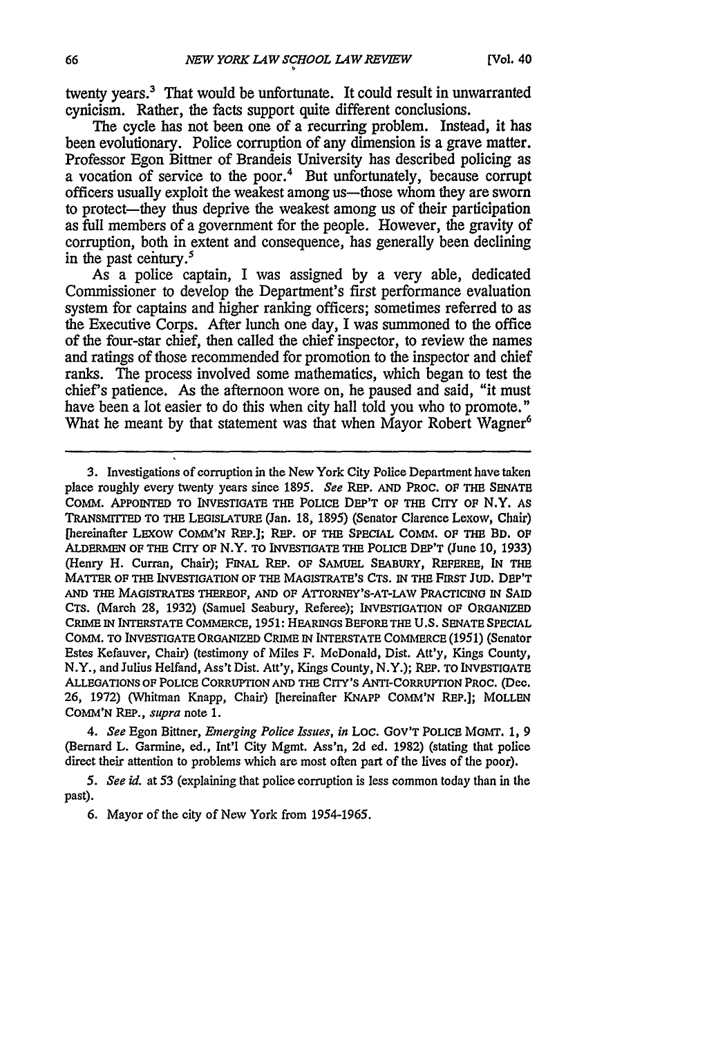twenty years.[3] That would be unfortunate. It could result in unwarranted cynicism. Rather, the facts support quite different conclusions.

The cycle has not been one of a recurring problem. Instead, it has been evolutionary. Police corruption of any dimension is a grave matter. Professor Egon Bittner of Brandeis University has described policing as a vocation of service to the poor.[4] But unfortunately, because corrupt officers usually exploit the weakest among us—those whom they are sworn to protect—they thus deprive the weakest among us of their participation as full members of a government for the people. However, the gravity of corruption, both in extent and consequence, has generally been declining in the past century.[5]

As a police captain, I was assigned by a very able, dedicated Commissioner to develop the Department's first performance evaluation system for captains and higher ranking officers; sometimes referred to as the Executive Corps. After lunch one day, I was summoned to the office of the four-star chief, then called the chief inspector, to review the names and ratings of those recommended for promotion to the inspector and chief ranks. The process involved some mathematics, which began to test the chief's patience. As the afternoon wore on, he paused and said, "it must have been a lot easier to do this when city hall told you who to promote." What he meant by that statement was that when Mayor Robert Wagner[6]

---

3. Investigations of corruption in the New York City Police Department have taken place roughly every twenty years since 1895. *See* REP. AND PROC. OF THE SENATE COMM. APPOINTED TO INVESTIGATE THE POLICE DEP'T OF THE CITY OF N.Y. AS TRANSMITTED TO THE LEGISLATURE (Jan. 18, 1895) (Senator Clarence Lexow, Chair) [hereinafter LEXOW COMM'N REP.]; REP. OF THE SPECIAL COMM. OF THE BD. OF ALDERMEN OF THE CITY OF N.Y. TO INVESTIGATE THE POLICE DEP'T (June 10, 1933) (Henry H. Curran, Chair); FINAL REP. OF SAMUEL SEABURY, REFEREE, IN THE MATTER OF THE INVESTIGATION OF THE MAGISTRATE'S CTS. IN THE FIRST JUD. DEP'T AND THE MAGISTRATES THEREOF, AND OF ATTORNEY'S-AT-LAW PRACTICING IN SAID CTS. (March 28, 1932) (Samuel Seabury, Referee); INVESTIGATION OF ORGANIZED CRIME IN INTERSTATE COMMERCE, 1951: HEARINGS BEFORE THE U.S. SENATE SPECIAL COMM. TO INVESTIGATE ORGANIZED CRIME IN INTERSTATE COMMERCE (1951) (Senator Estes Kefauver, Chair) (testimony of Miles F. McDonald, Dist. Att'y, Kings County, N.Y., and Julius Helfand, Ass't Dist. Att'y, Kings County, N.Y.); REP. TO INVESTIGATE ALLEGATIONS OF POLICE CORRUPTION AND THE CITY'S ANTI-CORRUPTION PROC. (Dec. 26, 1972) (Whitman Knapp, Chair) [hereinafter KNAPP COMM'N REP.]; MOLLEN COMM'N REP., *supra* note 1.

4. *See* Egon Bittner, *Emerging Police Issues*, *in* LOC. GOV'T POLICE MGMT. 1, 9 (Bernard L. Garmine, ed., Int'l City Mgmt. Ass'n, 2d ed. 1982) (stating that police direct their attention to problems which are most often part of the lives of the poor).

5. *See id.* at 53 (explaining that police corruption is less common today than in the past).

6. Mayor of the city of New York from 1954-1965.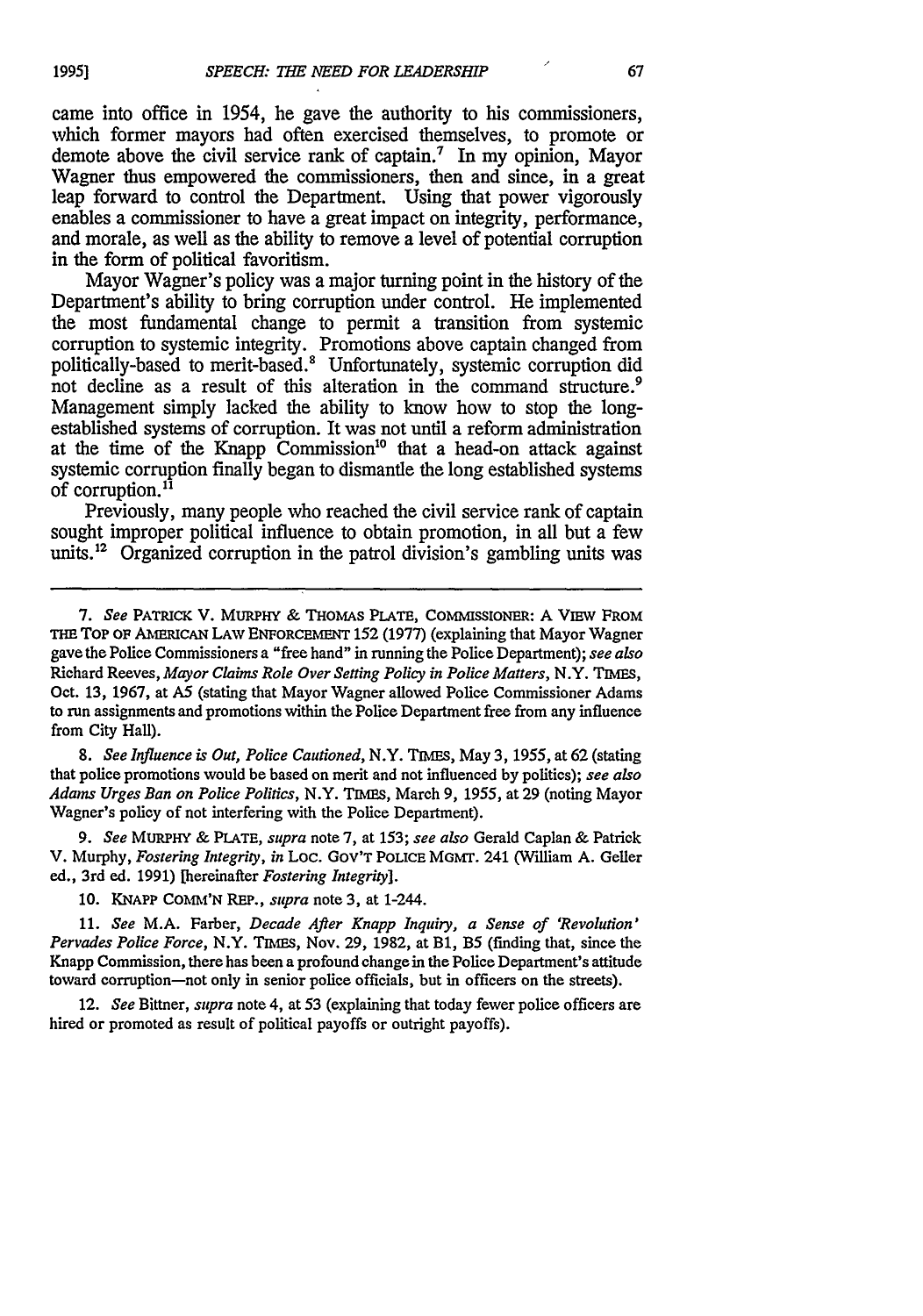came into office in 1954, he gave the authority to his commissioners, which former mayors had often exercised themselves, to promote or demote above the civil service rank of captain.[7] In my opinion, Mayor Wagner thus empowered the commissioners, then and since, in a great leap forward to control the Department. Using that power vigorously enables a commissioner to have a great impact on integrity, performance, and morale, as well as the ability to remove a level of potential corruption in the form of political favoritism.

Mayor Wagner's policy was a major turning point in the history of the Department's ability to bring corruption under control. He implemented the most fundamental change to permit a transition from systemic corruption to systemic integrity. Promotions above captain changed from politically-based to merit-based.[8] Unfortunately, systemic corruption did not decline as a result of this alteration in the command structure.[9] Management simply lacked the ability to know how to stop the long-established systems of corruption. It was not until a reform administration at the time of the Knapp Commission[10] that a head-on attack against systemic corruption finally began to dismantle the long established systems of corruption.[11]

Previously, many people who reached the civil service rank of captain sought improper political influence to obtain promotion, in all but a few units.[12] Organized corruption in the patrol division's gambling units was

---

7. *See* PATRICK V. MURPHY & THOMAS PLATE, COMMISSIONER: A VIEW FROM THE TOP OF AMERICAN LAW ENFORCEMENT 152 (1977) (explaining that Mayor Wagner gave the Police Commissioners a "free hand" in running the Police Department); *see also* Richard Reeves, *Mayor Claims Role Over Setting Policy in Police Matters*, N.Y. TIMES, Oct. 13, 1967, at A5 (stating that Mayor Wagner allowed Police Commissioner Adams to run assignments and promotions within the Police Department free from any influence from City Hall).

8. *See Influence is Out, Police Cautioned*, N.Y. TIMES, May 3, 1955, at 62 (stating that police promotions would be based on merit and not influenced by politics); *see also Adams Urges Ban on Police Politics*, N.Y. TIMES, March 9, 1955, at 29 (noting Mayor Wagner's policy of not interfering with the Police Department).

9. *See* MURPHY & PLATE, *supra* note 7, at 153; *see also* Gerald Caplan & Patrick V. Murphy, *Fostering Integrity*, *in* LOC. GOV'T POLICE MGMT. 241 (William A. Geller ed., 3rd ed. 1991) [hereinafter *Fostering Integrity*].

10. KNAPP COMM'N REP., *supra* note 3, at 1-244.

11. *See* M.A. Farber, *Decade After Knapp Inquiry, a Sense of 'Revolution' Pervades Police Force*, N.Y. TIMES, Nov. 29, 1982, at B1, B5 (finding that, since the Knapp Commission, there has been a profound change in the Police Department's attitude toward corruption—not only in senior police officials, but in officers on the streets).

12. *See* Bittner, *supra* note 4, at 53 (explaining that today fewer police officers are hired or promoted as result of political payoffs or outright payoffs).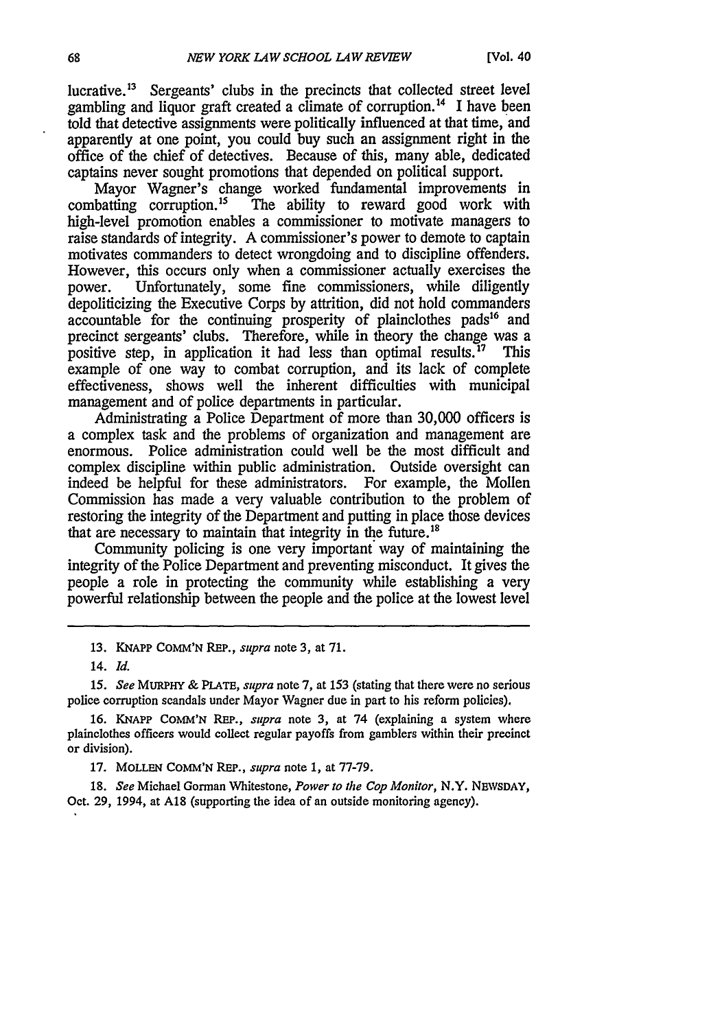lucrative.[13] Sergeants' clubs in the precincts that collected street level gambling and liquor graft created a climate of corruption.[14] I have been told that detective assignments were politically influenced at that time, and apparently at one point, you could buy such an assignment right in the office of the chief of detectives. Because of this, many able, dedicated captains never sought promotions that depended on political support.

Mayor Wagner's change worked fundamental improvements in combatting corruption.[15] The ability to reward good work with high-level promotion enables a commissioner to motivate managers to raise standards of integrity. A commissioner's power to demote to captain motivates commanders to detect wrongdoing and to discipline offenders. However, this occurs only when a commissioner actually exercises the power. Unfortunately, some fine commissioners, while diligently depoliticizing the Executive Corps by attrition, did not hold commanders accountable for the continuing prosperity of plainclothes pads[16] and precinct sergeants' clubs. Therefore, while in theory the change was a positive step, in application it had less than optimal results.[17] This example of one way to combat corruption, and its lack of complete effectiveness, shows well the inherent difficulties with municipal management and of police departments in particular.

Administrating a Police Department of more than 30,000 officers is a complex task and the problems of organization and management are enormous. Police administration could well be the most difficult and complex discipline within public administration. Outside oversight can indeed be helpful for these administrators. For example, the Mollen Commission has made a very valuable contribution to the problem of restoring the integrity of the Department and putting in place those devices that are necessary to maintain that integrity in the future.[18]

Community policing is one very important way of maintaining the integrity of the Police Department and preventing misconduct. It gives the people a role in protecting the community while establishing a very powerful relationship between the people and the police at the lowest level

---

13. KNAPP COMM'N REP., *supra* note 3, at 71.

14. *Id.*

15. *See* MURPHY & PLATE, *supra* note 7, at 153 (stating that there were no serious police corruption scandals under Mayor Wagner due in part to his reform policies).

16. KNAPP COMM'N REP., *supra* note 3, at 74 (explaining a system where plainclothes officers would collect regular payoffs from gamblers within their precinct or division).

17. MOLLEN COMM'N REP., *supra* note 1, at 77-79.

18. *See* Michael Gorman Whitestone, *Power to the Cop Monitor*, N.Y. NEWSDAY, Oct. 29, 1994, at A18 (supporting the idea of an outside monitoring agency).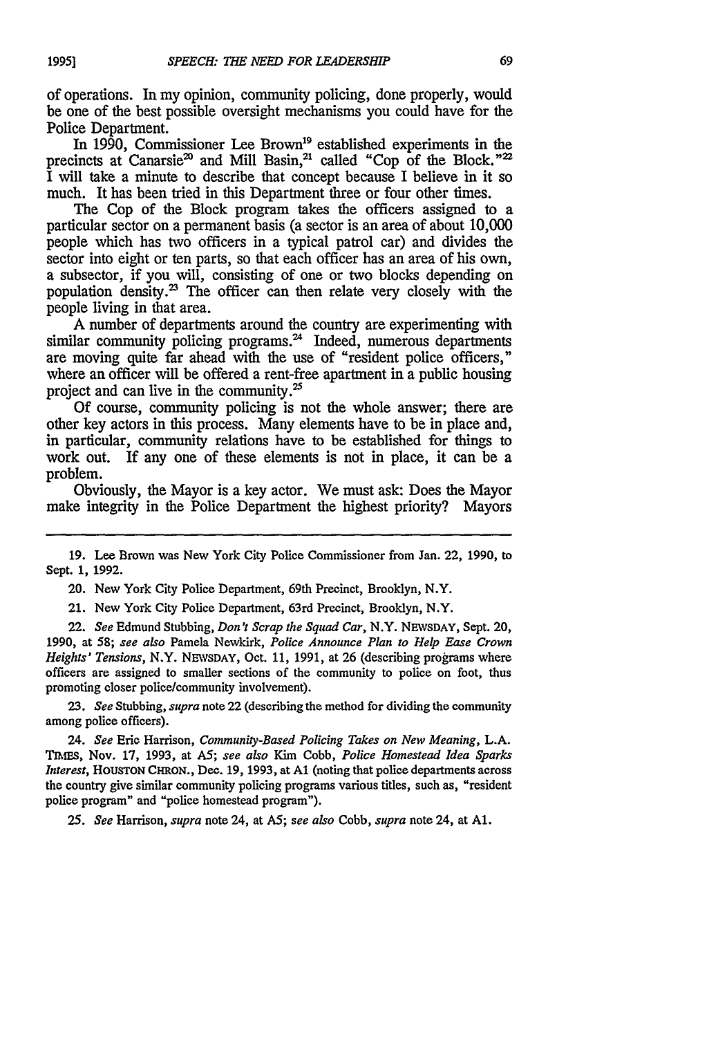of operations. In my opinion, community policing, done properly, would be one of the best possible oversight mechanisms you could have for the Police Department.

In 1990, Commissioner Lee Brown[19] established experiments in the precincts at Canarsie[20] and Mill Basin,[21] called "Cop of the Block."[22] I will take a minute to describe that concept because I believe in it so much. It has been tried in this Department three or four other times.

The Cop of the Block program takes the officers assigned to a particular sector on a permanent basis (a sector is an area of about 10,000 people which has two officers in a typical patrol car) and divides the sector into eight or ten parts, so that each officer has an area of his own, a subsector, if you will, consisting of one or two blocks depending on population density.[23] The officer can then relate very closely with the people living in that area.

A number of departments around the country are experimenting with similar community policing programs.[24] Indeed, numerous departments are moving quite far ahead with the use of "resident police officers," where an officer will be offered a rent-free apartment in a public housing project and can live in the community.[25]

Of course, community policing is not the whole answer; there are other key actors in this process. Many elements have to be in place and, in particular, community relations have to be established for things to work out. If any one of these elements is not in place, it can be a problem.

Obviously, the Mayor is a key actor. We must ask: Does the Mayor make integrity in the Police Department the highest priority? Mayors

---

19. Lee Brown was New York City Police Commissioner from Jan. 22, 1990, to Sept. 1, 1992.

20. New York City Police Department, 69th Precinct, Brooklyn, N.Y.

21. New York City Police Department, 63rd Precinct, Brooklyn, N.Y.

22. *See* Edmund Stubbing, *Don't Scrap the Squad Car*, N.Y. NEWSDAY, Sept. 20, 1990, at 58; *see also* Pamela Newkirk, *Police Announce Plan to Help Ease Crown Heights' Tensions*, N.Y. NEWSDAY, Oct. 11, 1991, at 26 (describing programs where officers are assigned to smaller sections of the community to police on foot, thus promoting closer police/community involvement).

23. *See* Stubbing, *supra* note 22 (describing the method for dividing the community among police officers).

24. *See* Eric Harrison, *Community-Based Policing Takes on New Meaning*, L.A. TIMES, Nov. 17, 1993, at A5; *see also* Kim Cobb, *Police Homestead Idea Sparks Interest*, HOUSTON CHRON., Dec. 19, 1993, at A1 (noting that police departments across the country give similar community policing programs various titles, such as, "resident police program" and "police homestead program").

25. *See* Harrison, *supra* note 24, at A5; *see also* Cobb, *supra* note 24, at A1.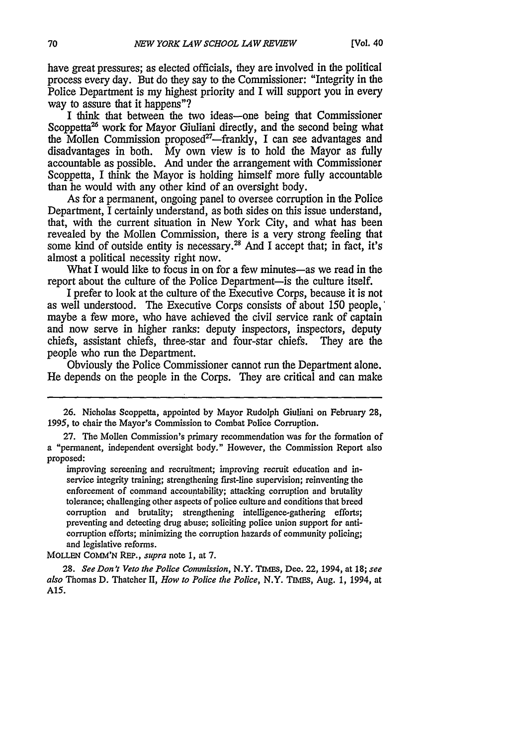have great pressures; as elected officials, they are involved in the political process every day. But do they say to the Commissioner: "Integrity in the Police Department is my highest priority and I will support you in every way to assure that it happens"?

I think that between the two ideas—one being that Commissioner Scoppetta[26] work for Mayor Giuliani directly, and the second being what the Mollen Commission proposed[27]—frankly, I can see advantages and disadvantages in both. My own view is to hold the Mayor as fully accountable as possible. And under the arrangement with Commissioner Scoppetta, I think the Mayor is holding himself more fully accountable than he would with any other kind of an oversight body.

As for a permanent, ongoing panel to oversee corruption in the Police Department, I certainly understand, as both sides on this issue understand, that, with the current situation in New York City, and what has been revealed by the Mollen Commission, there is a very strong feeling that some kind of outside entity is necessary.[28] And I accept that; in fact, it's almost a political necessity right now.

What I would like to focus in on for a few minutes—as we read in the report about the culture of the Police Department—is the culture itself.

I prefer to look at the culture of the Executive Corps, because it is not as well understood. The Executive Corps consists of about 150 people, maybe a few more, who have achieved the civil service rank of captain and now serve in higher ranks: deputy inspectors, inspectors, deputy chiefs, assistant chiefs, three-star and four-star chiefs. They are the people who run the Department.

Obviously the Police Commissioner cannot run the Department alone. He depends on the people in the Corps. They are critical and can make

---

26. Nicholas Scoppetta, appointed by Mayor Rudolph Giuliani on February 28, 1995, to chair the Mayor's Commission to Combat Police Corruption.

27. The Mollen Commission's primary recommendation was for the formation of a "permanent, independent oversight body." However, the Commission Report also proposed:

> improving screening and recruitment; improving recruit education and in-service integrity training; strengthening first-line supervision; reinventing the enforcement of command accountability; attacking corruption and brutality tolerance; challenging other aspects of police culture and conditions that breed corruption and brutality; strengthening intelligence-gathering efforts; preventing and detecting drug abuse; soliciting police union support for anti-corruption efforts; minimizing the corruption hazards of community policing; and legislative reforms.

MOLLEN COMM'N REP., *supra* note 1, at 7.

28. *See Don't Veto the Police Commission*, N.Y. TIMES, Dec. 22, 1994, at 18; *see also* Thomas D. Thatcher II, *How to Police the Police*, N.Y. TIMES, Aug. 1, 1994, at A15.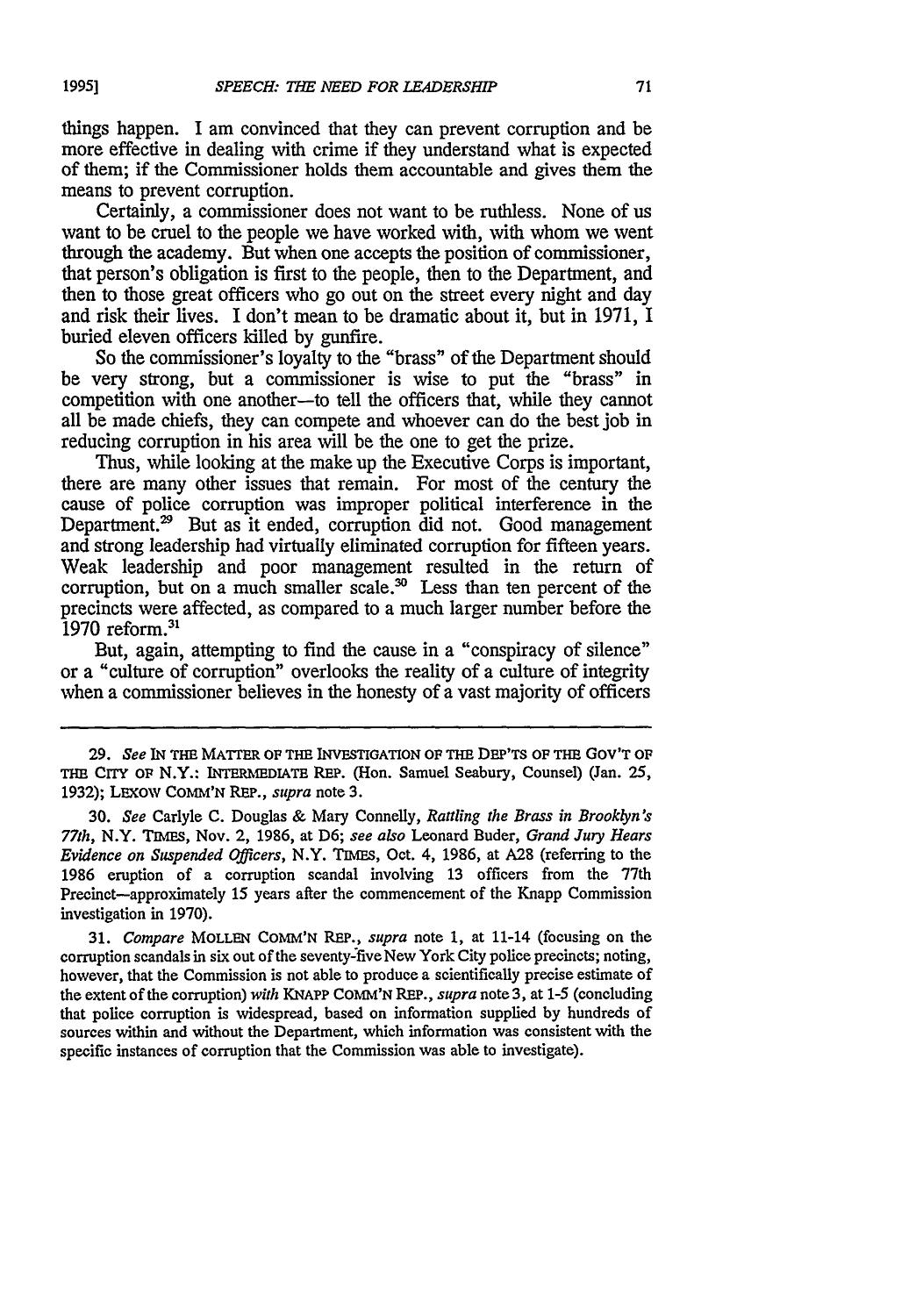things happen. I am convinced that they can prevent corruption and be more effective in dealing with crime if they understand what is expected of them; if the Commissioner holds them accountable and gives them the means to prevent corruption.

Certainly, a commissioner does not want to be ruthless. None of us want to be cruel to the people we have worked with, with whom we went through the academy. But when one accepts the position of commissioner, that person's obligation is first to the people, then to the Department, and then to those great officers who go out on the street every night and day and risk their lives. I don't mean to be dramatic about it, but in 1971, I buried eleven officers killed by gunfire.

So the commissioner's loyalty to the "brass" of the Department should be very strong, but a commissioner is wise to put the "brass" in competition with one another—to tell the officers that, while they cannot all be made chiefs, they can compete and whoever can do the best job in reducing corruption in his area will be the one to get the prize.

Thus, while looking at the make up the Executive Corps is important, there are many other issues that remain. For most of the century the cause of police corruption was improper political interference in the Department.[29] But as it ended, corruption did not. Good management and strong leadership had virtually eliminated corruption for fifteen years. Weak leadership and poor management resulted in the return of corruption, but on a much smaller scale.[30] Less than ten percent of the precincts were affected, as compared to a much larger number before the 1970 reform.[31]

But, again, attempting to find the cause in a "conspiracy of silence" or a "culture of corruption" overlooks the reality of a culture of integrity when a commissioner believes in the honesty of a vast majority of officers

---

29. *See* IN THE MATTER OF THE INVESTIGATION OF THE DEP'TS OF THE GOV'T OF THE CITY OF N.Y.: INTERMEDIATE REP. (Hon. Samuel Seabury, Counsel) (Jan. 25, 1932); LEXOW COMM'N REP., *supra* note 3.

30. *See* Carlyle C. Douglas & Mary Connelly, *Rattling the Brass in Brooklyn's 77th*, N.Y. TIMES, Nov. 2, 1986, at D6; *see also* Leonard Buder, *Grand Jury Hears Evidence on Suspended Officers*, N.Y. TIMES, Oct. 4, 1986, at A28 (referring to the 1986 eruption of a corruption scandal involving 13 officers from the 77th Precinct—approximately 15 years after the commencement of the Knapp Commission investigation in 1970).

31. *Compare* MOLLEN COMM'N REP., *supra* note 1, at 11-14 (focusing on the corruption scandals in six out of the seventy-five New York City police precincts; noting, however, that the Commission is not able to produce a scientifically precise estimate of the extent of the corruption) *with* KNAPP COMM'N REP., *supra* note 3, at 1-5 (concluding that police corruption is widespread, based on information supplied by hundreds of sources within and without the Department, which information was consistent with the specific instances of corruption that the Commission was able to investigate).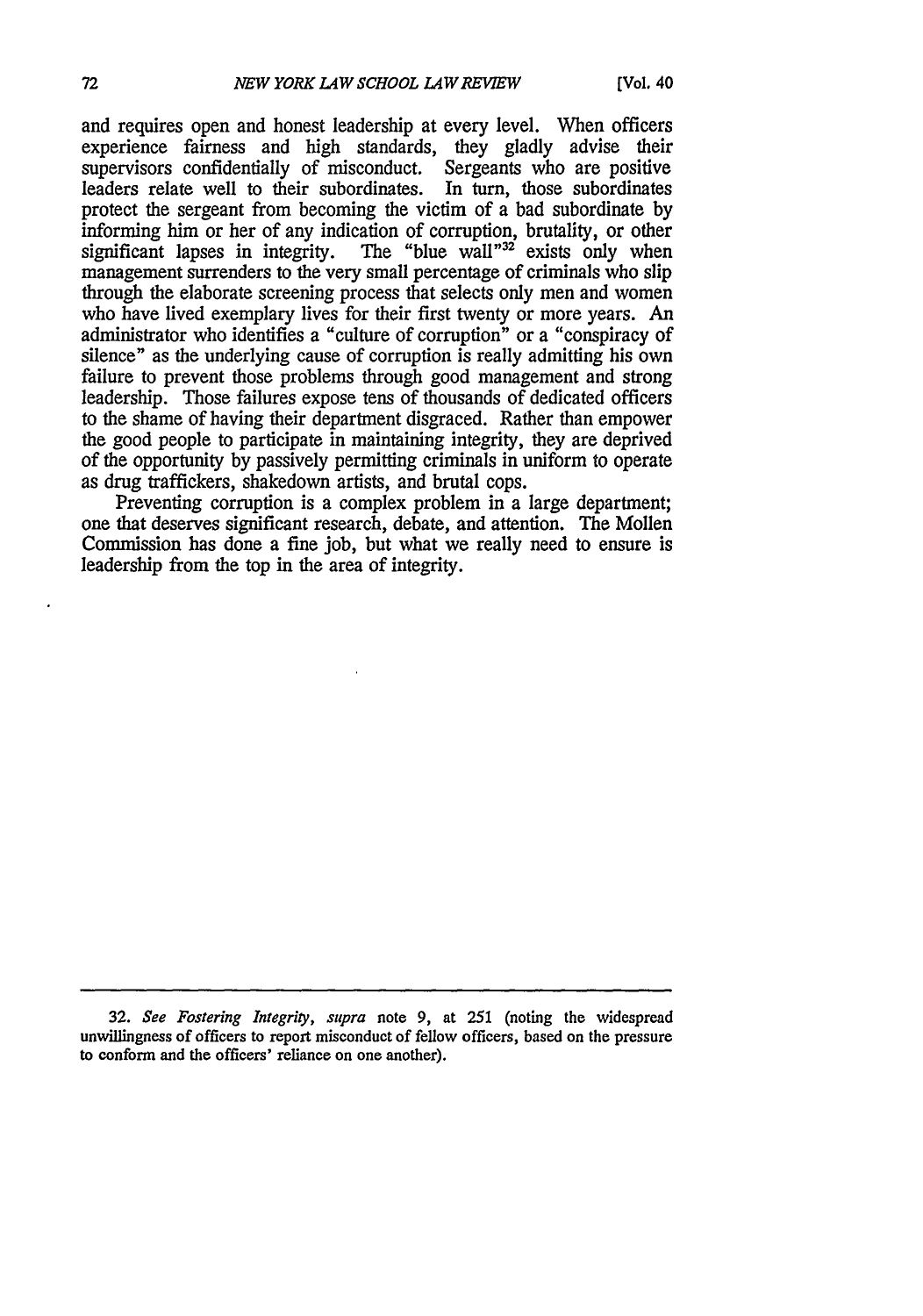and requires open and honest leadership at every level. When officers experience fairness and high standards, they gladly advise their supervisors confidentially of misconduct. Sergeants who are positive leaders relate well to their subordinates. In turn, those subordinates protect the sergeant from becoming the victim of a bad subordinate by informing him or her of any indication of corruption, brutality, or other significant lapses in integrity. The "blue wall"[32] exists only when management surrenders to the very small percentage of criminals who slip through the elaborate screening process that selects only men and women who have lived exemplary lives for their first twenty or more years. An administrator who identifies a "culture of corruption" or a "conspiracy of silence" as the underlying cause of corruption is really admitting his own failure to prevent those problems through good management and strong leadership. Those failures expose tens of thousands of dedicated officers to the shame of having their department disgraced. Rather than empower the good people to participate in maintaining integrity, they are deprived of the opportunity by passively permitting criminals in uniform to operate as drug traffickers, shakedown artists, and brutal cops.

Preventing corruption is a complex problem in a large department; one that deserves significant research, debate, and attention. The Mollen Commission has done a fine job, but what we really need to ensure is leadership from the top in the area of integrity.

---

32. *See Fostering Integrity*, *supra* note 9, at 251 (noting the widespread unwillingness of officers to report misconduct of fellow officers, based on the pressure to conform and the officers' reliance on one another).